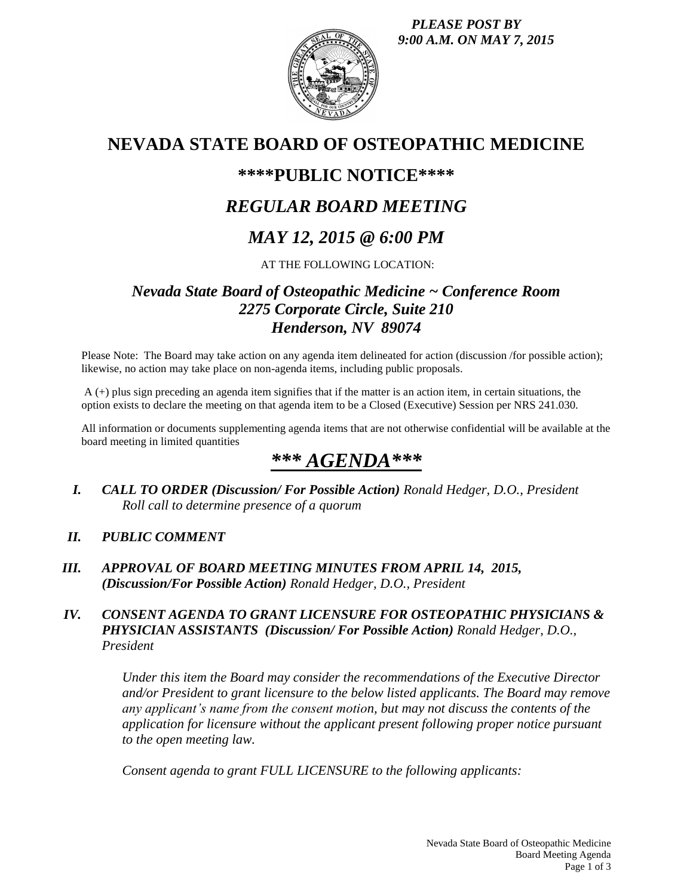***PLEASE POST BY 9:00 A.M. ON MAY 7, 2015***

# NEVADA STATE BOARD OF OSTEOPATHIC MEDICINE

## ****PUBLIC NOTICE****

## *REGULAR BOARD MEETING*

## *MAY 12, 2015 @ 6:00 PM*

AT THE FOLLOWING LOCATION:

### *Nevada State Board of Osteopathic Medicine ~ Conference Room*
### *2275 Corporate Circle, Suite 210*
### *Henderson, NV 89074*

Please Note: The Board may take action on any agenda item delineated for action (discussion /for possible action); likewise, no action may take place on non-agenda items, including public proposals.

A (+) plus sign preceding an agenda item signifies that if the matter is an action item, in certain situations, the option exists to declare the meeting on that agenda item to be a Closed (Executive) Session per NRS 241.030.

All information or documents supplementing agenda items that are not otherwise confidential will be available at the board meeting in limited quantities

## *** AGENDA***

**I.** ***CALL TO ORDER (Discussion/ For Possible Action)*** *Ronald Hedger, D.O., President*
*Roll call to determine presence of a quorum*

**II.** ***PUBLIC COMMENT***

**III.** ***APPROVAL OF BOARD MEETING MINUTES FROM APRIL 14, 2015, (Discussion/For Possible Action)*** *Ronald Hedger, D.O., President*

**IV.** ***CONSENT AGENDA TO GRANT LICENSURE FOR OSTEOPATHIC PHYSICIANS & PHYSICIAN ASSISTANTS (Discussion/ For Possible Action)*** *Ronald Hedger, D.O., President*

*Under this item the Board may consider the recommendations of the Executive Director and/or President to grant licensure to the below listed applicants. The Board may remove any applicant's name from the consent motion, but may not discuss the contents of the application for licensure without the applicant present following proper notice pursuant to the open meeting law.*

*Consent agenda to grant FULL LICENSURE to the following applicants:*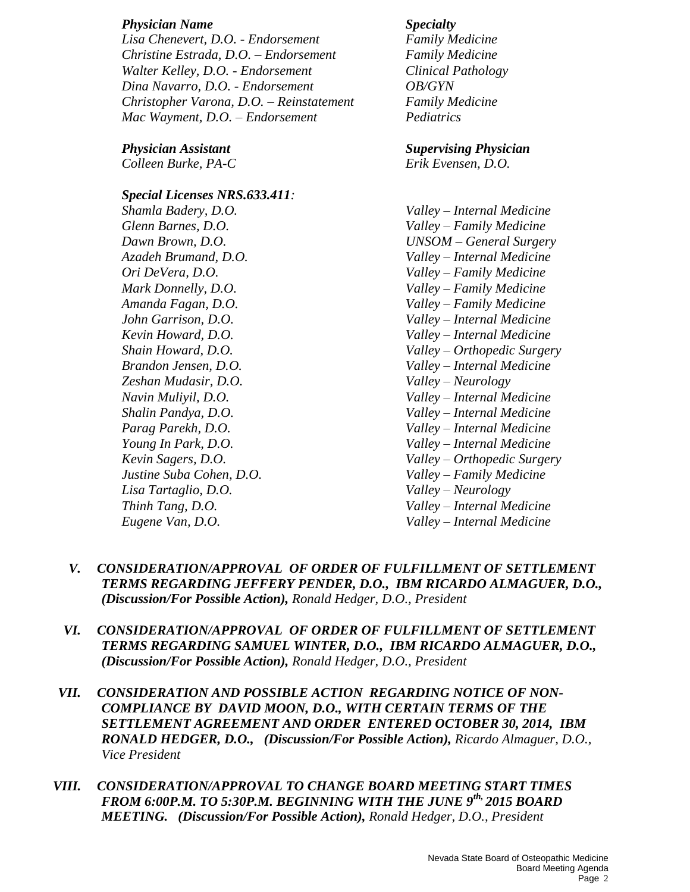| *Physician Name* | *Specialty* |
|---|---|
| *Lisa Chenevert, D.O. - Endorsement* | *Family Medicine* |
| *Christine Estrada, D.O. – Endorsement* | *Family Medicine* |
| *Walter Kelley, D.O. - Endorsement* | *Clinical Pathology* |
| *Dina Navarro, D.O. - Endorsement* | *OB/GYN* |
| *Christopher Varona, D.O. – Reinstatement* | *Family Medicine* |
| *Mac Wayment, D.O. – Endorsement* | *Pediatrics* |

| *Physician Assistant* | *Supervising Physician* |
|---|---|
| *Colleen Burke, PA-C* | *Erik Evensen, D.O.* |

***Special Licenses NRS.633.411:***

| | |
|---|---|
| *Shamla Badery, D.O.* | *Valley – Internal Medicine* |
| *Glenn Barnes, D.O.* | *Valley – Family Medicine* |
| *Dawn Brown, D.O.* | *UNSOM – General Surgery* |
| *Azadeh Brumand, D.O.* | *Valley – Internal Medicine* |
| *Ori DeVera, D.O.* | *Valley – Family Medicine* |
| *Mark Donnelly, D.O.* | *Valley – Family Medicine* |
| *Amanda Fagan, D.O.* | *Valley – Family Medicine* |
| *John Garrison, D.O.* | *Valley – Internal Medicine* |
| *Kevin Howard, D.O.* | *Valley – Internal Medicine* |
| *Shain Howard, D.O.* | *Valley – Orthopedic Surgery* |
| *Brandon Jensen, D.O.* | *Valley – Internal Medicine* |
| *Zeshan Mudasir, D.O.* | *Valley – Neurology* |
| *Navin Muliyil, D.O.* | *Valley – Internal Medicine* |
| *Shalin Pandya, D.O.* | *Valley – Internal Medicine* |
| *Parag Parekh, D.O.* | *Valley – Internal Medicine* |
| *Young In Park, D.O.* | *Valley – Internal Medicine* |
| *Kevin Sagers, D.O.* | *Valley – Orthopedic Surgery* |
| *Justine Suba Cohen, D.O.* | *Valley – Family Medicine* |
| *Lisa Tartaglio, D.O.* | *Valley – Neurology* |
| *Thinh Tang, D.O.* | *Valley – Internal Medicine* |
| *Eugene Van, D.O.* | *Valley – Internal Medicine* |

V. ***CONSIDERATION/APPROVAL OF ORDER OF FULFILLMENT OF SETTLEMENT TERMS REGARDING JEFFERY PENDER, D.O., IBM RICARDO ALMAGUER, D.O., (Discussion/For Possible Action),*** *Ronald Hedger, D.O., President*

VI. ***CONSIDERATION/APPROVAL OF ORDER OF FULFILLMENT OF SETTLEMENT TERMS REGARDING SAMUEL WINTER, D.O., IBM RICARDO ALMAGUER, D.O., (Discussion/For Possible Action),*** *Ronald Hedger, D.O., President*

VII. ***CONSIDERATION AND POSSIBLE ACTION REGARDING NOTICE OF NON-COMPLIANCE BY DAVID MOON, D.O., WITH CERTAIN TERMS OF THE SETTLEMENT AGREEMENT AND ORDER ENTERED OCTOBER 30, 2014, IBM RONALD HEDGER, D.O., (Discussion/For Possible Action),*** *Ricardo Almaguer, D.O., Vice President*

VIII. ***CONSIDERATION/APPROVAL TO CHANGE BOARD MEETING START TIMES FROM 6:00P.M. TO 5:30P.M. BEGINNING WITH THE JUNE 9th, 2015 BOARD MEETING. (Discussion/For Possible Action),*** *Ronald Hedger, D.O., President*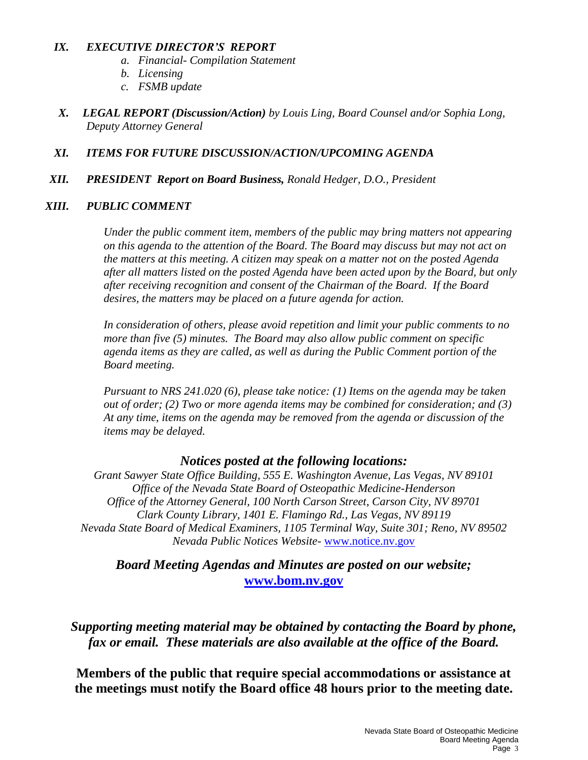*IX. EXECUTIVE DIRECTOR'S REPORT*

*a. Financial- Compilation Statement*
*b. Licensing*
*c. FSMB update*

***X. LEGAL REPORT (Discussion/Action)** by Louis Ling, Board Counsel and/or Sophia Long, Deputy Attorney General*

***XI. ITEMS FOR FUTURE DISCUSSION/ACTION/UPCOMING AGENDA***

***XII. PRESIDENT Report on Board Business,** Ronald Hedger, D.O., President*

***XIII. PUBLIC COMMENT***

*Under the public comment item, members of the public may bring matters not appearing on this agenda to the attention of the Board. The Board may discuss but may not act on the matters at this meeting. A citizen may speak on a matter not on the posted Agenda after all matters listed on the posted Agenda have been acted upon by the Board, but only after receiving recognition and consent of the Chairman of the Board. If the Board desires, the matters may be placed on a future agenda for action.*

*In consideration of others, please avoid repetition and limit your public comments to no more than five (5) minutes. The Board may also allow public comment on specific agenda items as they are called, as well as during the Public Comment portion of the Board meeting.*

*Pursuant to NRS 241.020 (6), please take notice: (1) Items on the agenda may be taken out of order; (2) Two or more agenda items may be combined for consideration; and (3) At any time, items on the agenda may be removed from the agenda or discussion of the items may be delayed.*

***Notices posted at the following locations:***

*Grant Sawyer State Office Building, 555 E. Washington Avenue, Las Vegas, NV 89101*
*Office of the Nevada State Board of Osteopathic Medicine-Henderson*
*Office of the Attorney General, 100 North Carson Street, Carson City, NV 89701*
*Clark County Library, 1401 E. Flamingo Rd., Las Vegas, NV 89119*
*Nevada State Board of Medical Examiners, 1105 Terminal Way, Suite 301; Reno, NV 89502*
*Nevada Public Notices Website-* www.notice.nv.gov

***Board Meeting Agendas and Minutes are posted on our website;***
**www.bom.nv.gov**

***Supporting meeting material may be obtained by contacting the Board by phone, fax or email. These materials are also available at the office of the Board.***

**Members of the public that require special accommodations or assistance at the meetings must notify the Board office 48 hours prior to the meeting date.**